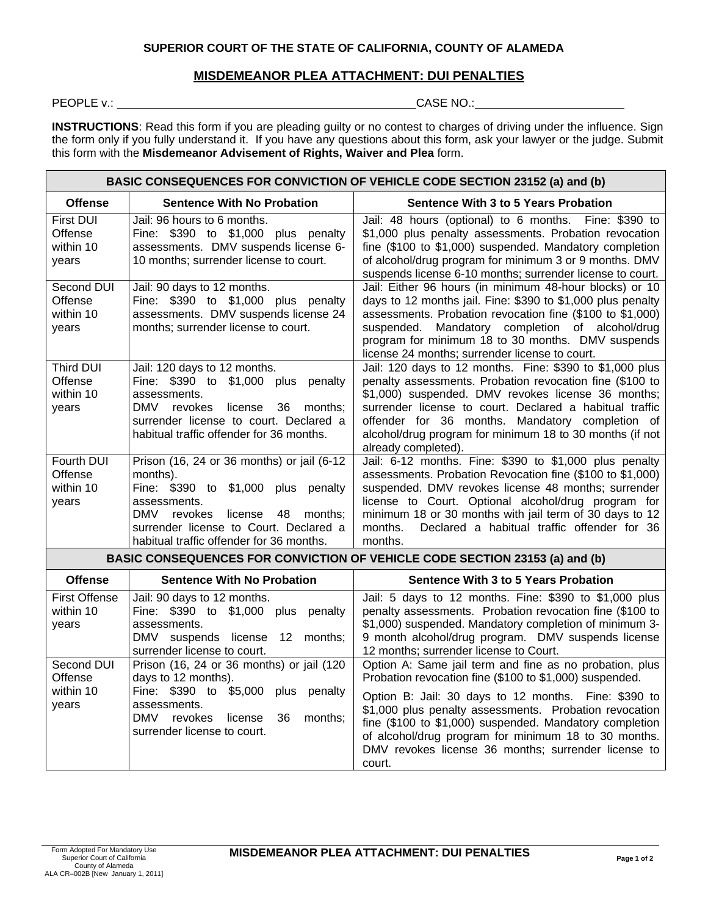**SUPERIOR COURT OF THE STATE OF CALIFORNIA, COUNTY OF ALAMEDA**

## MISDEMEANOR PLEA ATTACHMENT: DUI PENALTIES

PEOPLE v.: \_\_\_\_\_\_\_\_\_\_\_\_\_\_\_\_\_\_\_\_\_\_\_\_\_\_\_\_\_\_\_\_\_\_\_\_\_\_\_\_\_\_\_\_ CASE NO.: \_\_\_\_\_\_\_\_\_\_\_\_\_\_\_\_\_\_\_\_\_\_

**INSTRUCTIONS**: Read this form if you are pleading guilty or no contest to charges of driving under the influence. Sign the form only if you fully understand it. If you have any questions about this form, ask your lawyer or the judge. Submit this form with the **Misdemeanor Advisement of Rights, Waiver and Plea** form.

| **BASIC CONSEQUENCES FOR CONVICTION OF VEHICLE CODE SECTION 23152 (a) and (b)** | | |
|---|---|---|
| **Offense** | **Sentence With No Probation** | **Sentence With 3 to 5 Years Probation** |
| First DUI Offense within 10 years | Jail: 96 hours to 6 months. Fine: $390 to $1,000 plus penalty assessments. DMV suspends license 6-10 months; surrender license to court. | Jail: 48 hours (optional) to 6 months. Fine: $390 to $1,000 plus penalty assessments. Probation revocation fine ($100 to $1,000) suspended. Mandatory completion of alcohol/drug program for minimum 3 or 9 months. DMV suspends license 6-10 months; surrender license to court. |
| Second DUI Offense within 10 years | Jail: 90 days to 12 months. Fine: $390 to $1,000 plus penalty assessments. DMV suspends license 24 months; surrender license to court. | Jail: Either 96 hours (in minimum 48-hour blocks) or 10 days to 12 months jail. Fine: $390 to $1,000 plus penalty assessments. Probation revocation fine ($100 to $1,000) suspended. Mandatory completion of alcohol/drug program for minimum 18 to 30 months. DMV suspends license 24 months; surrender license to court. |
| Third DUI Offense within 10 years | Jail: 120 days to 12 months. Fine: $390 to $1,000 plus penalty assessments. DMV revokes license 36 months; surrender license to court. Declared a habitual traffic offender for 36 months. | Jail: 120 days to 12 months. Fine: $390 to $1,000 plus penalty assessments. Probation revocation fine ($100 to $1,000) suspended. DMV revokes license 36 months; surrender license to court. Declared a habitual traffic offender for 36 months. Mandatory completion of alcohol/drug program for minimum 18 to 30 months (if not already completed). |
| Fourth DUI Offense within 10 years | Prison (16, 24 or 36 months) or jail (6-12 months). Fine: $390 to $1,000 plus penalty assessments. DMV revokes license 48 months; surrender license to Court. Declared a habitual traffic offender for 36 months. | Jail: 6-12 months. Fine: $390 to $1,000 plus penalty assessments. Probation Revocation fine ($100 to $1,000) suspended. DMV revokes license 48 months; surrender license to Court. Optional alcohol/drug program for minimum 18 or 30 months with jail term of 30 days to 12 months. Declared a habitual traffic offender for 36 months. |

| **BASIC CONSEQUENCES FOR CONVICTION OF VEHICLE CODE SECTION 23153 (a) and (b)** | | |
|---|---|---|
| **Offense** | **Sentence With No Probation** | **Sentence With 3 to 5 Years Probation** |
| First Offense within 10 years | Jail: 90 days to 12 months. Fine: $390 to $1,000 plus penalty assessments. DMV suspends license 12 months; surrender license to court. | Jail: 5 days to 12 months. Fine: $390 to $1,000 plus penalty assessments. Probation revocation fine ($100 to $1,000) suspended. Mandatory completion of minimum 3-9 month alcohol/drug program. DMV suspends license 12 months; surrender license to Court. |
| Second DUI Offense within 10 years | Prison (16, 24 or 36 months) or jail (120 days to 12 months). Fine: $390 to $5,000 plus penalty assessments. DMV revokes license 36 months; surrender license to court. | Option A: Same jail term and fine as no probation, plus Probation revocation fine ($100 to $1,000) suspended. Option B: Jail: 30 days to 12 months. Fine: $390 to $1,000 plus penalty assessments. Probation revocation fine ($100 to $1,000) suspended. Mandatory completion of alcohol/drug program for minimum 18 to 30 months. DMV revokes license 36 months; surrender license to court. |

Form Adopted For Mandatory Use
Superior Court of California
County of Alameda
ALA CR–002B [New January 1, 2011]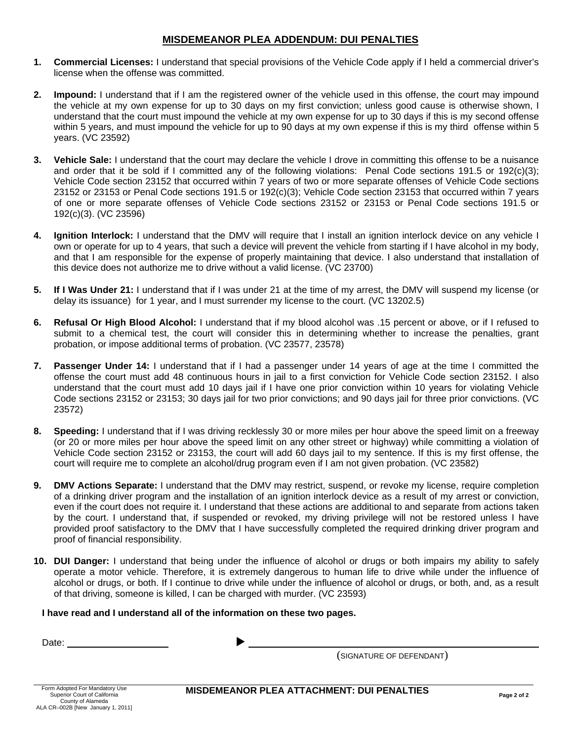## MISDEMEANOR PLEA ADDENDUM: DUI PENALTIES

1. **Commercial Licenses:** I understand that special provisions of the Vehicle Code apply if I held a commercial driver's license when the offense was committed.

2. **Impound:** I understand that if I am the registered owner of the vehicle used in this offense, the court may impound the vehicle at my own expense for up to 30 days on my first conviction; unless good cause is otherwise shown, I understand that the court must impound the vehicle at my own expense for up to 30 days if this is my second offense within 5 years, and must impound the vehicle for up to 90 days at my own expense if this is my third offense within 5 years. (VC 23592)

3. **Vehicle Sale:** I understand that the court may declare the vehicle I drove in committing this offense to be a nuisance and order that it be sold if I committed any of the following violations: Penal Code sections 191.5 or 192(c)(3); Vehicle Code section 23152 that occurred within 7 years of two or more separate offenses of Vehicle Code sections 23152 or 23153 or Penal Code sections 191.5 or 192(c)(3); Vehicle Code section 23153 that occurred within 7 years of one or more separate offenses of Vehicle Code sections 23152 or 23153 or Penal Code sections 191.5 or 192(c)(3). (VC 23596)

4. **Ignition Interlock:** I understand that the DMV will require that I install an ignition interlock device on any vehicle I own or operate for up to 4 years, that such a device will prevent the vehicle from starting if I have alcohol in my body, and that I am responsible for the expense of properly maintaining that device. I also understand that installation of this device does not authorize me to drive without a valid license. (VC 23700)

5. **If I Was Under 21:** I understand that if I was under 21 at the time of my arrest, the DMV will suspend my license (or delay its issuance) for 1 year, and I must surrender my license to the court. (VC 13202.5)

6. **Refusal Or High Blood Alcohol:** I understand that if my blood alcohol was .15 percent or above, or if I refused to submit to a chemical test, the court will consider this in determining whether to increase the penalties, grant probation, or impose additional terms of probation. (VC 23577, 23578)

7. **Passenger Under 14:** I understand that if I had a passenger under 14 years of age at the time I committed the offense the court must add 48 continuous hours in jail to a first conviction for Vehicle Code section 23152. I also understand that the court must add 10 days jail if I have one prior conviction within 10 years for violating Vehicle Code sections 23152 or 23153; 30 days jail for two prior convictions; and 90 days jail for three prior convictions. (VC 23572)

8. **Speeding:** I understand that if I was driving recklessly 30 or more miles per hour above the speed limit on a freeway (or 20 or more miles per hour above the speed limit on any other street or highway) while committing a violation of Vehicle Code section 23152 or 23153, the court will add 60 days jail to my sentence. If this is my first offense, the court will require me to complete an alcohol/drug program even if I am not given probation. (VC 23582)

9. **DMV Actions Separate:** I understand that the DMV may restrict, suspend, or revoke my license, require completion of a drinking driver program and the installation of an ignition interlock device as a result of my arrest or conviction, even if the court does not require it. I understand that these actions are additional to and separate from actions taken by the court. I understand that, if suspended or revoked, my driving privilege will not be restored unless I have provided proof satisfactory to the DMV that I have successfully completed the required drinking driver program and proof of financial responsibility.

10. **DUI Danger:** I understand that being under the influence of alcohol or drugs or both impairs my ability to safely operate a motor vehicle. Therefore, it is extremely dangerous to human life to drive while under the influence of alcohol or drugs, or both. If I continue to drive while under the influence of alcohol or drugs, or both, and, as a result of that driving, someone is killed, I can be charged with murder. (VC 23593)

**I have read and I understand all of the information on these two pages.**

Date: ____________________ ▶ ______________________________________________

(SIGNATURE OF DEFENDANT)

Form Adopted For Mandatory Use
Superior Court of California
County of Alameda
ALA CR–002B [New January 1, 2011]

**MISDEMEANOR PLEA ATTACHMENT: DUI PENALTIES**